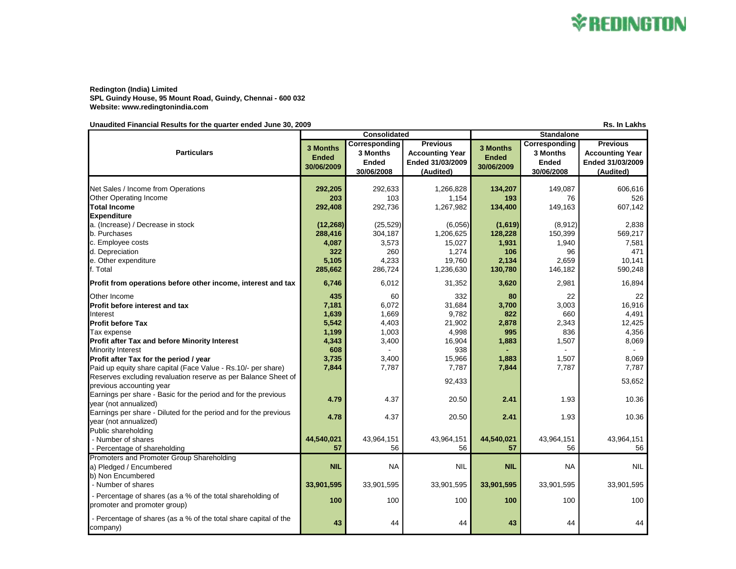**Redington (India) Limited**
**SPL Guindy House, 95 Mount Road, Guindy, Chennai - 600 032**
**Website: www.redingtonindia.com**

**Unaudited Financial Results for the quarter ended June 30, 2009** — **Rs. In Lakhs**

| Particulars | Consolidated | | | Standalone | | |
|---|---|---|---|---|---|---|
| | 3 Months Ended 30/06/2009 | Corresponding 3 Months Ended 30/06/2008 | Previous Accounting Year Ended 31/03/2009 (Audited) | 3 Months Ended 30/06/2009 | Corresponding 3 Months Ended 30/06/2008 | Previous Accounting Year Ended 31/03/2009 (Audited) |
| Net Sales / Income from Operations | 292,205 | 292,633 | 1,266,828 | 134,207 | 149,087 | 606,616 |
| Other Operating Income | 203 | 103 | 1,154 | 193 | 76 | 526 |
| **Total Income** | 292,408 | 292,736 | 1,267,982 | 134,400 | 149,163 | 607,142 |
| **Expenditure** | | | | | | |
| a. (Increase) / Decrease in stock | (12,268) | (25,529) | (6,056) | (1,619) | (8,912) | 2,838 |
| b. Purchases | 288,416 | 304,187 | 1,206,625 | 128,228 | 150,399 | 569,217 |
| c. Employee costs | 4,087 | 3,573 | 15,027 | 1,931 | 1,940 | 7,581 |
| d. Depreciation | 322 | 260 | 1,274 | 106 | 96 | 471 |
| e. Other expenditure | 5,105 | 4,233 | 19,760 | 2,134 | 2,659 | 10,141 |
| f. Total | 285,662 | 286,724 | 1,236,630 | 130,780 | 146,182 | 590,248 |
| **Profit from operations before other income, interest and tax** | 6,746 | 6,012 | 31,352 | 3,620 | 2,981 | 16,894 |
| Other Income | 435 | 60 | 332 | 80 | 22 | 22 |
| **Profit before interest and tax** | 7,181 | 6,072 | 31,684 | 3,700 | 3,003 | 16,916 |
| Interest | 1,639 | 1,669 | 9,782 | 822 | 660 | 4,491 |
| **Profit before Tax** | 5,542 | 4,403 | 21,902 | 2,878 | 2,343 | 12,425 |
| Tax expense | 1,199 | 1,003 | 4,998 | 995 | 836 | 4,356 |
| **Profit after Tax and before Minority Interest** | 4,343 | 3,400 | 16,904 | 1,883 | 1,507 | 8,069 |
| Minority Interest | 608 | - | 938 | - | - | - |
| **Profit after Tax for the period / year** | 3,735 | 3,400 | 15,966 | 1,883 | 1,507 | 8,069 |
| Paid up equity share capital (Face Value - Rs.10/- per share) | 7,844 | 7,787 | 7,787 | 7,844 | 7,787 | 7,787 |
| Reserves excluding revaluation reserve as per Balance Sheet of previous accounting year | | | 92,433 | | | 53,652 |
| Earnings per share - Basic for the period and for the previous year (not annualized) | 4.79 | 4.37 | 20.50 | 2.41 | 1.93 | 10.36 |
| Earnings per share - Diluted for the period and for the previous year (not annualized) | 4.78 | 4.37 | 20.50 | 2.41 | 1.93 | 10.36 |
| Public shareholding | | | | | | |
| - Number of shares | 44,540,021 | 43,964,151 | 43,964,151 | 44,540,021 | 43,964,151 | 43,964,151 |
| - Percentage of shareholding | 57 | 56 | 56 | 57 | 56 | 56 |
| Promoters and Promoter Group Shareholding | | | | | | |
| a) Pledged / Encumbered | NIL | NA | NIL | NIL | NA | NIL |
| b) Non Encumbered | | | | | | |
| - Number of shares | 33,901,595 | 33,901,595 | 33,901,595 | 33,901,595 | 33,901,595 | 33,901,595 |
| - Percentage of shares (as a % of the total shareholding of promoter and promoter group) | 100 | 100 | 100 | 100 | 100 | 100 |
| - Percentage of shares (as a % of the total share capital of the company) | 43 | 44 | 44 | 43 | 44 | 44 |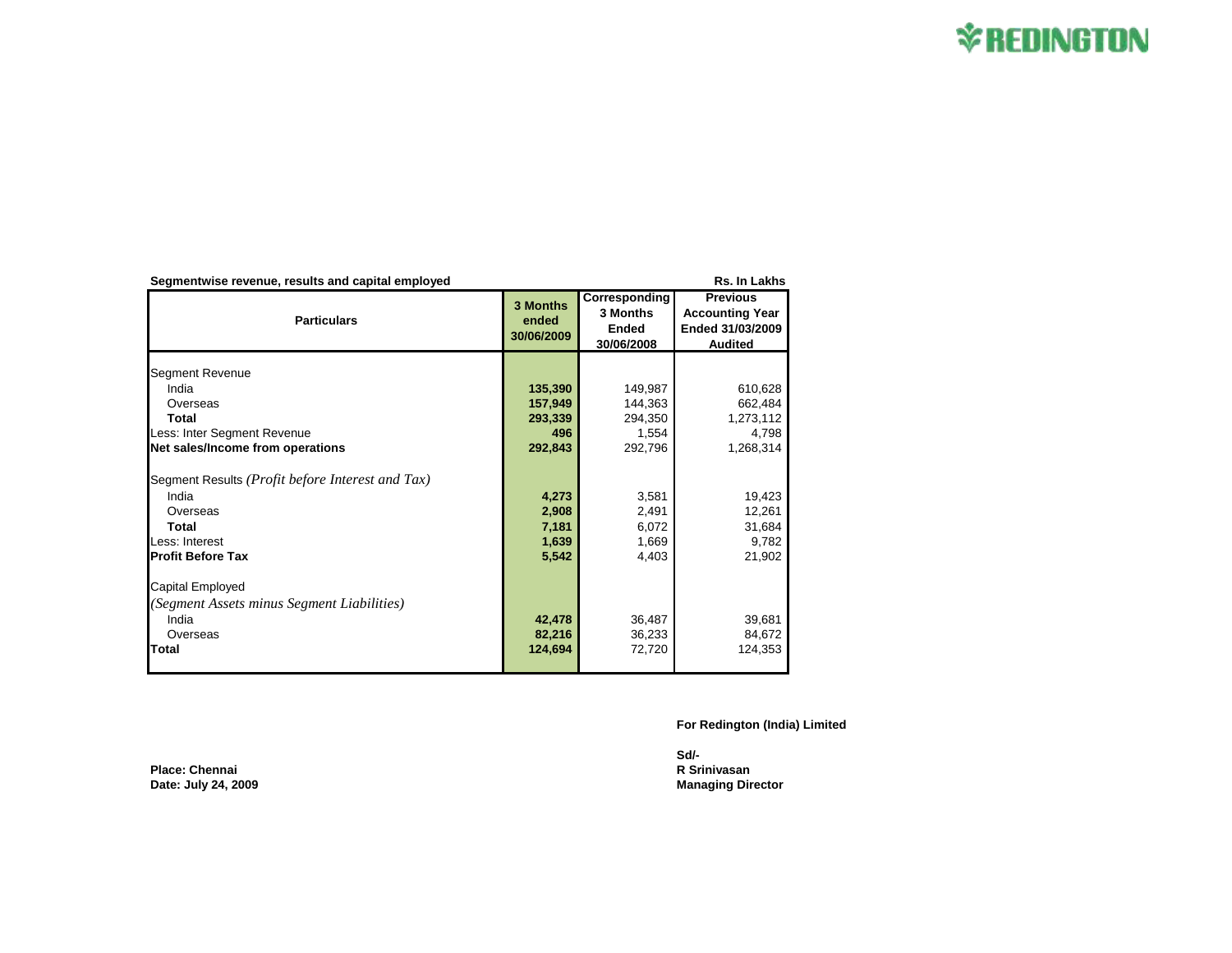**Segmentwise revenue, results and capital employed** | **Rs. In Lakhs**

| Particulars | 3 Months ended 30/06/2009 | Corresponding 3 Months Ended 30/06/2008 | Previous Accounting Year Ended 31/03/2009 Audited |
|---|---|---|---|
| Segment Revenue | | | |
| India | **135,390** | 149,987 | 610,628 |
| Overseas | **157,949** | 144,363 | 662,484 |
| **Total** | **293,339** | 294,350 | 1,273,112 |
| Less: Inter Segment Revenue | **496** | 1,554 | 4,798 |
| **Net sales/Income from operations** | **292,843** | 292,796 | 1,268,314 |
| Segment Results *(Profit before Interest and Tax)* | | | |
| India | **4,273** | 3,581 | 19,423 |
| Overseas | **2,908** | 2,491 | 12,261 |
| **Total** | **7,181** | 6,072 | 31,684 |
| Less: Interest | **1,639** | 1,669 | 9,782 |
| **Profit Before Tax** | **5,542** | 4,403 | 21,902 |
| Capital Employed *(Segment Assets minus Segment Liabilities)* | | | |
| India | **42,478** | 36,487 | 39,681 |
| Overseas | **82,216** | 36,233 | 84,672 |
| **Total** | **124,694** | 72,720 | 124,353 |

**For Redington (India) Limited**

**Sd/-**
**R Srinivasan**
**Managing Director**

**Place: Chennai**
**Date: July 24, 2009**